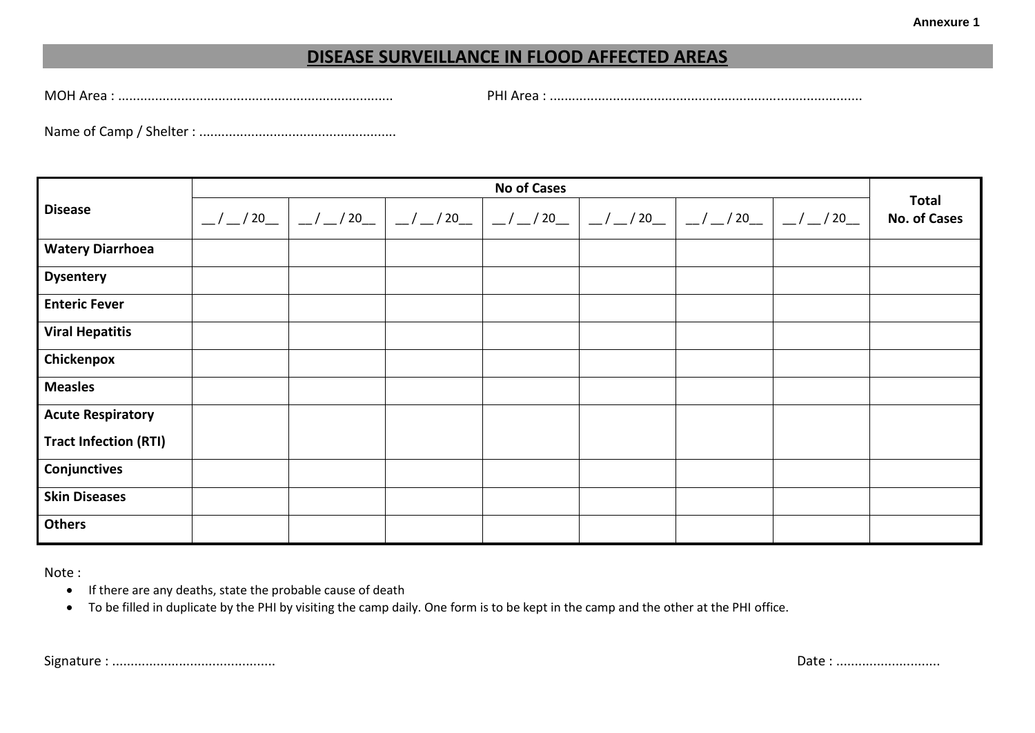Annexure 1

# DISEASE SURVEILLANCE IN FLOOD AFFECTED AREAS

MOH Area : .........................................................................

PHI Area : ...................................................................................

Name of Camp / Shelter : ....................................................

| Disease | No of Cases | | | | | | | Total No. of Cases |
|---|---|---|---|---|---|---|---|---|
| | __ / __ / 20__ | __ / __ / 20__ | __ / __ / 20__ | __ / __ / 20__ | __ / __ / 20__ | __ / __ / 20__ | __ / __ / 20__ | |
| **Watery Diarrhoea** | | | | | | | | |
| **Dysentery** | | | | | | | | |
| **Enteric Fever** | | | | | | | | |
| **Viral Hepatitis** | | | | | | | | |
| **Chickenpox** | | | | | | | | |
| **Measles** | | | | | | | | |
| **Acute Respiratory Tract Infection (RTI)** | | | | | | | | |
| **Conjunctives** | | | | | | | | |
| **Skin Diseases** | | | | | | | | |
| **Others** | | | | | | | | |

Note :

- If there are any deaths, state the probable cause of death
- To be filled in duplicate by the PHI by visiting the camp daily. One form is to be kept in the camp and the other at the PHI office.

Signature : ............................................

Date : ............................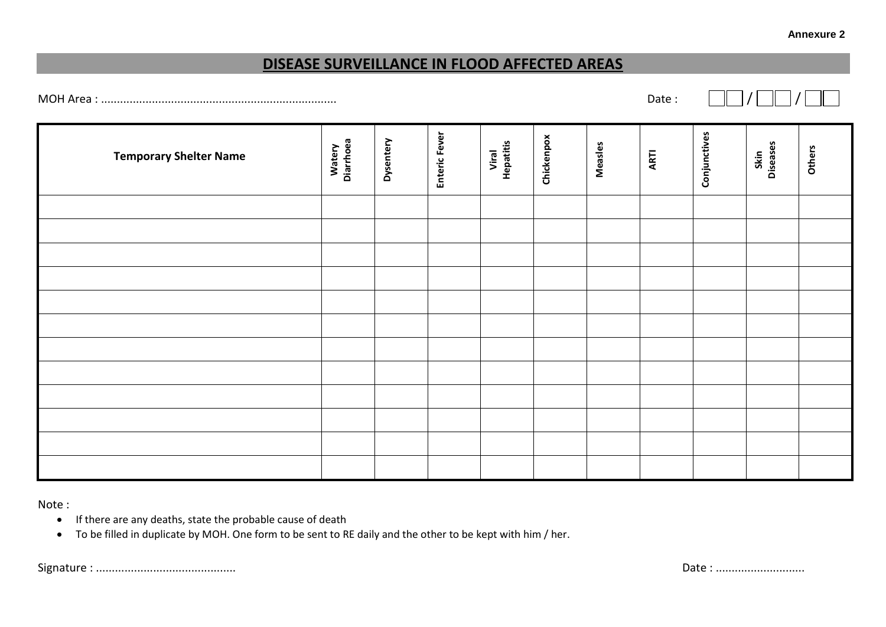Annexure 2

# DISEASE SURVEILLANCE IN FLOOD AFFECTED AREAS

MOH Area : .........................................................................  Date : __ __ / __ __ / __ __

| Temporary Shelter Name | Watery Diarrhoea | Dysentery | Enteric Fever | Viral Hepatitis | Chickenpox | Measles | ARTI | Conjunctives | Skin Diseases | Others |
|---|---|---|---|---|---|---|---|---|---|---|
| | | | | | | | | | | |
| | | | | | | | | | | |
| | | | | | | | | | | |
| | | | | | | | | | | |
| | | | | | | | | | | |
| | | | | | | | | | | |
| | | | | | | | | | | |
| | | | | | | | | | | |
| | | | | | | | | | | |
| | | | | | | | | | | |
| | | | | | | | | | | |
| | | | | | | | | | | |

Note :

- If there are any deaths, state the probable cause of death
- To be filled in duplicate by MOH. One form to be sent to RE daily and the other to be kept with him / her.

Signature : ............................................  Date : ............................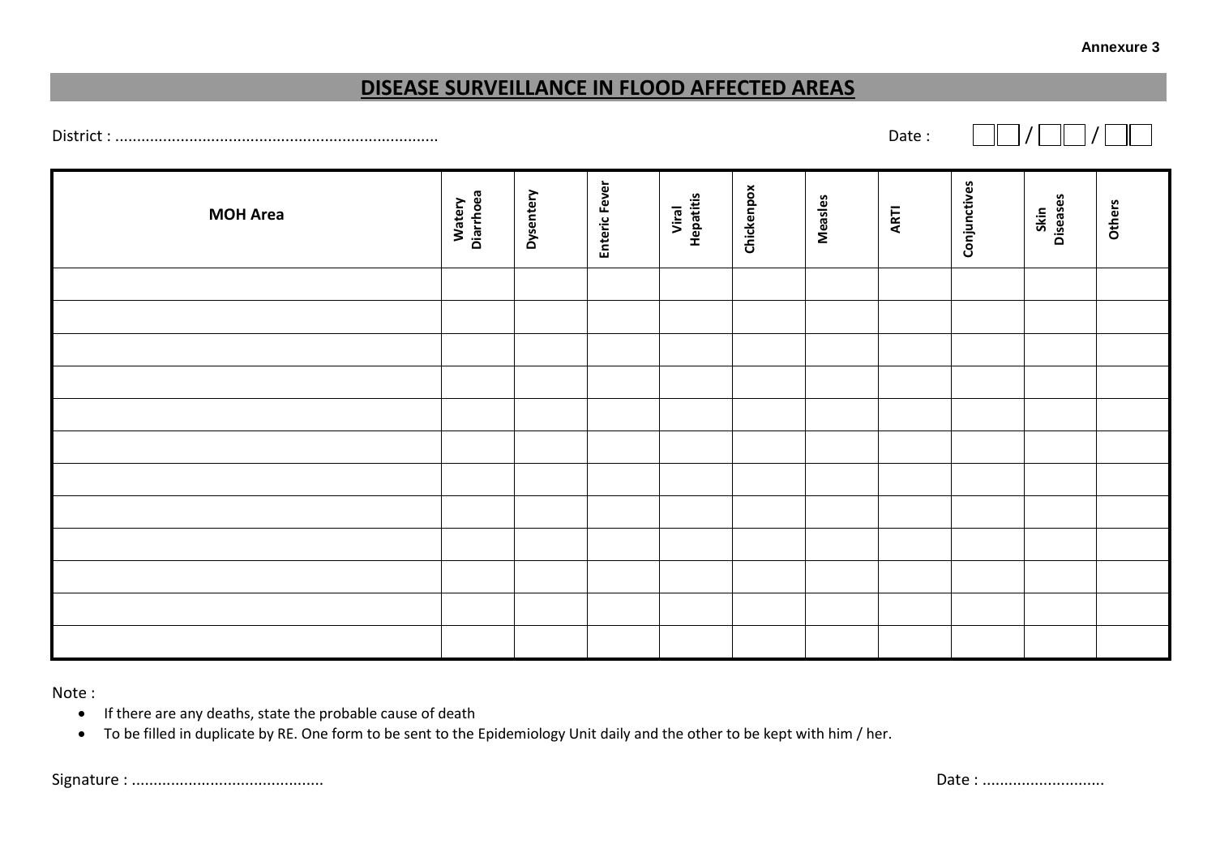Annexure 3

# DISEASE SURVEILLANCE IN FLOOD AFFECTED AREAS

District : .........................................................................

Date : __ __ / __ __ / __ __

| MOH Area | Watery Diarrhoea | Dysentery | Enteric Fever | Viral Hepatitis | Chickenpox | Measles | ARTI | Conjunctives | Skin Diseases | Others |
|---|---|---|---|---|---|---|---|---|---|---|
| | | | | | | | | | | |
| | | | | | | | | | | |
| | | | | | | | | | | |
| | | | | | | | | | | |
| | | | | | | | | | | |
| | | | | | | | | | | |
| | | | | | | | | | | |
| | | | | | | | | | | |
| | | | | | | | | | | |
| | | | | | | | | | | |
| | | | | | | | | | | |
| | | | | | | | | | | |

Note :

- If there are any deaths, state the probable cause of death
- To be filled in duplicate by RE. One form to be sent to the Epidemiology Unit daily and the other to be kept with him / her.

Signature : ............................................

Date : ............................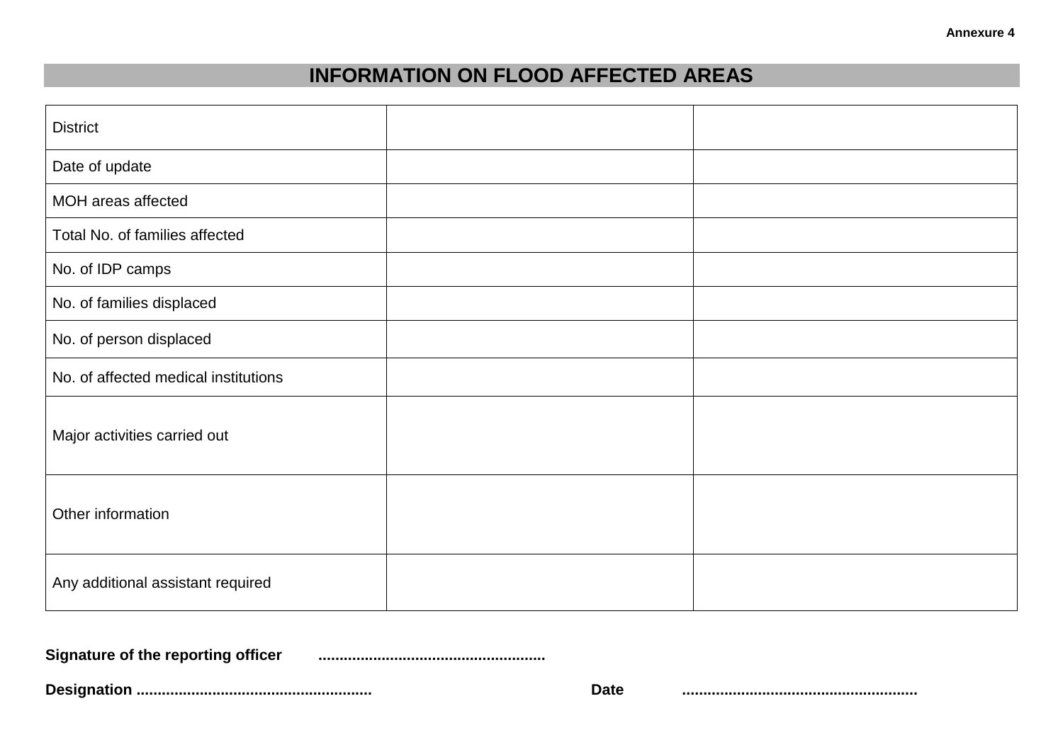Annexure 4

# INFORMATION ON FLOOD AFFECTED AREAS

| | | |
|---|---|---|
| District | | |
| Date of update | | |
| MOH areas affected | | |
| Total No. of families affected | | |
| No. of IDP camps | | |
| No. of families displaced | | |
| No. of person displaced | | |
| No. of affected medical institutions | | |
| Major activities carried out | | |
| Other information | | |
| Any additional assistant required | | |

**Signature of the reporting officer** .....................................................

**Designation** .......................................................

**Date** .......................................................